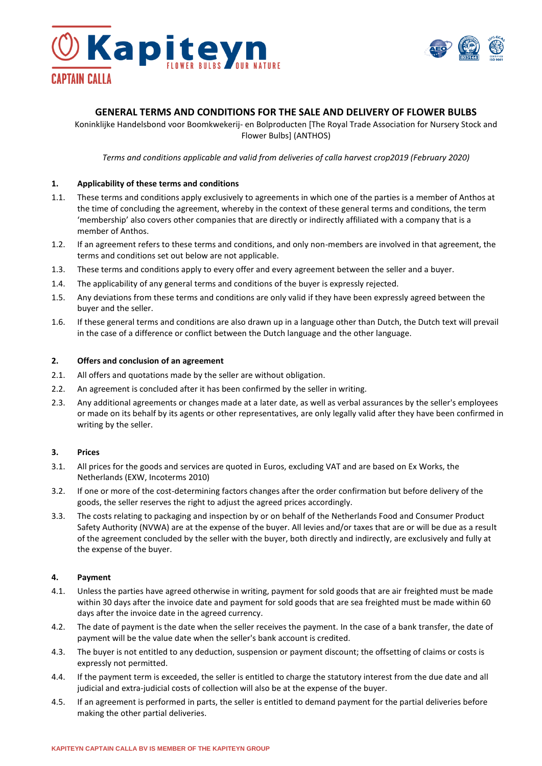# GENERAL TERMS AND CONDITIONS FOR THE SALE AND DELIVERY OF FLOWER BULBS

Koninklijke Handelsbond voor Boomkwekerij- en Bolproducten [The Royal Trade Association for Nursery Stock and Flower Bulbs] (ANTHOS)

*Terms and conditions applicable and valid from deliveries of calla harvest crop2019 (February 2020)*

## 1. Applicability of these terms and conditions

1.1. These terms and conditions apply exclusively to agreements in which one of the parties is a member of Anthos at the time of concluding the agreement, whereby in the context of these general terms and conditions, the term 'membership' also covers other companies that are directly or indirectly affiliated with a company that is a member of Anthos.

1.2. If an agreement refers to these terms and conditions, and only non-members are involved in that agreement, the terms and conditions set out below are not applicable.

1.3. These terms and conditions apply to every offer and every agreement between the seller and a buyer.

1.4. The applicability of any general terms and conditions of the buyer is expressly rejected.

1.5. Any deviations from these terms and conditions are only valid if they have been expressly agreed between the buyer and the seller.

1.6. If these general terms and conditions are also drawn up in a language other than Dutch, the Dutch text will prevail in the case of a difference or conflict between the Dutch language and the other language.

## 2. Offers and conclusion of an agreement

2.1. All offers and quotations made by the seller are without obligation.

2.2. An agreement is concluded after it has been confirmed by the seller in writing.

2.3. Any additional agreements or changes made at a later date, as well as verbal assurances by the seller's employees or made on its behalf by its agents or other representatives, are only legally valid after they have been confirmed in writing by the seller.

## 3. Prices

3.1. All prices for the goods and services are quoted in Euros, excluding VAT and are based on Ex Works, the Netherlands (EXW, Incoterms 2010)

3.2. If one or more of the cost-determining factors changes after the order confirmation but before delivery of the goods, the seller reserves the right to adjust the agreed prices accordingly.

3.3. The costs relating to packaging and inspection by or on behalf of the Netherlands Food and Consumer Product Safety Authority (NVWA) are at the expense of the buyer. All levies and/or taxes that are or will be due as a result of the agreement concluded by the seller with the buyer, both directly and indirectly, are exclusively and fully at the expense of the buyer.

## 4. Payment

4.1. Unless the parties have agreed otherwise in writing, payment for sold goods that are air freighted must be made within 30 days after the invoice date and payment for sold goods that are sea freighted must be made within 60 days after the invoice date in the agreed currency.

4.2. The date of payment is the date when the seller receives the payment. In the case of a bank transfer, the date of payment will be the value date when the seller's bank account is credited.

4.3. The buyer is not entitled to any deduction, suspension or payment discount; the offsetting of claims or costs is expressly not permitted.

4.4. If the payment term is exceeded, the seller is entitled to charge the statutory interest from the due date and all judicial and extra-judicial costs of collection will also be at the expense of the buyer.

4.5. If an agreement is performed in parts, the seller is entitled to demand payment for the partial deliveries before making the other partial deliveries.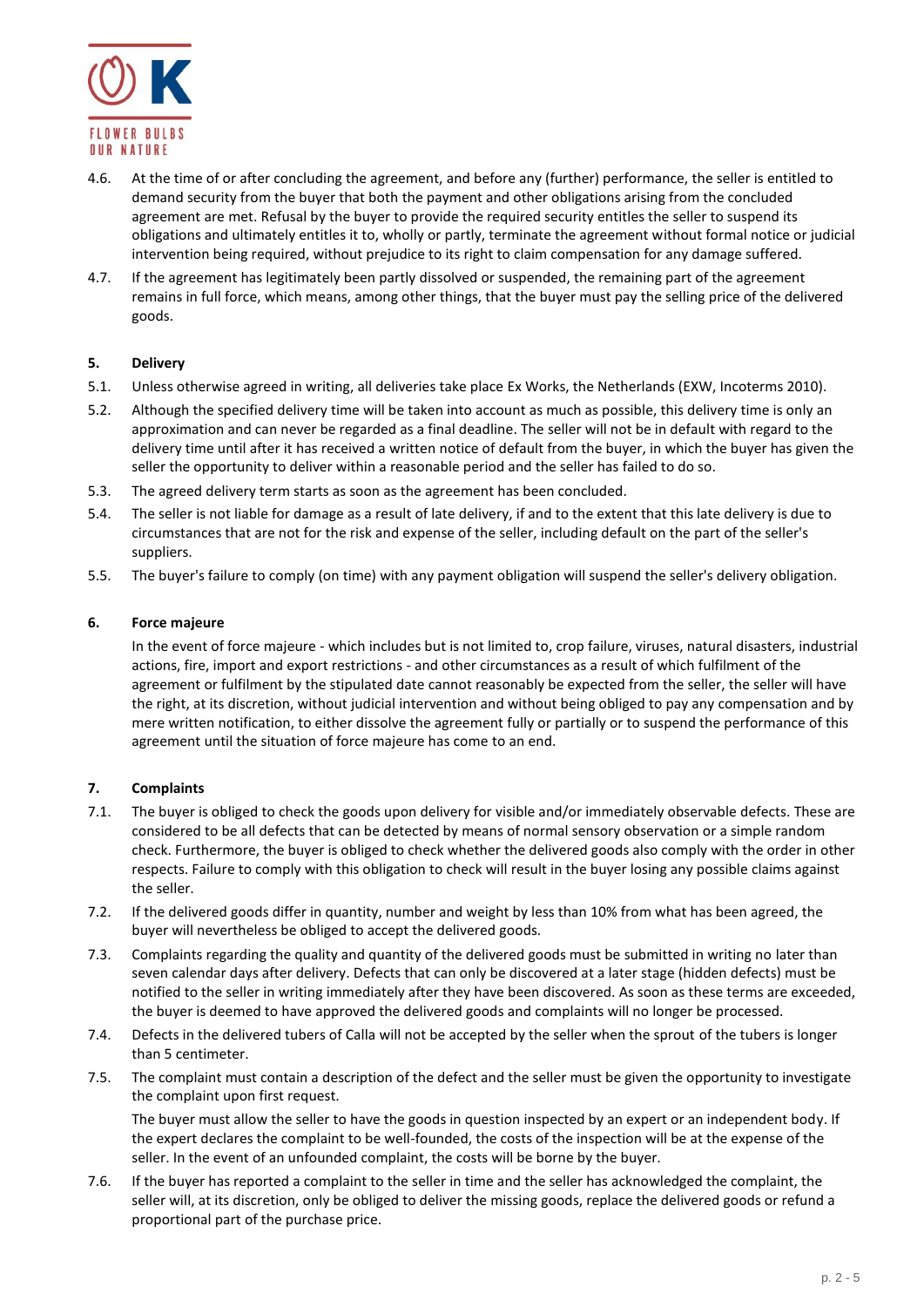4.6. At the time of or after concluding the agreement, and before any (further) performance, the seller is entitled to demand security from the buyer that both the payment and other obligations arising from the concluded agreement are met. Refusal by the buyer to provide the required security entitles the seller to suspend its obligations and ultimately entitles it to, wholly or partly, terminate the agreement without formal notice or judicial intervention being required, without prejudice to its right to claim compensation for any damage suffered.

4.7. If the agreement has legitimately been partly dissolved or suspended, the remaining part of the agreement remains in full force, which means, among other things, that the buyer must pay the selling price of the delivered goods.

## 5. Delivery

5.1. Unless otherwise agreed in writing, all deliveries take place Ex Works, the Netherlands (EXW, Incoterms 2010).

5.2. Although the specified delivery time will be taken into account as much as possible, this delivery time is only an approximation and can never be regarded as a final deadline. The seller will not be in default with regard to the delivery time until after it has received a written notice of default from the buyer, in which the buyer has given the seller the opportunity to deliver within a reasonable period and the seller has failed to do so.

5.3. The agreed delivery term starts as soon as the agreement has been concluded.

5.4. The seller is not liable for damage as a result of late delivery, if and to the extent that this late delivery is due to circumstances that are not for the risk and expense of the seller, including default on the part of the seller's suppliers.

5.5. The buyer's failure to comply (on time) with any payment obligation will suspend the seller's delivery obligation.

## 6. Force majeure

In the event of force majeure - which includes but is not limited to, crop failure, viruses, natural disasters, industrial actions, fire, import and export restrictions - and other circumstances as a result of which fulfilment of the agreement or fulfilment by the stipulated date cannot reasonably be expected from the seller, the seller will have the right, at its discretion, without judicial intervention and without being obliged to pay any compensation and by mere written notification, to either dissolve the agreement fully or partially or to suspend the performance of this agreement until the situation of force majeure has come to an end.

## 7. Complaints

7.1. The buyer is obliged to check the goods upon delivery for visible and/or immediately observable defects. These are considered to be all defects that can be detected by means of normal sensory observation or a simple random check. Furthermore, the buyer is obliged to check whether the delivered goods also comply with the order in other respects. Failure to comply with this obligation to check will result in the buyer losing any possible claims against the seller.

7.2. If the delivered goods differ in quantity, number and weight by less than 10% from what has been agreed, the buyer will nevertheless be obliged to accept the delivered goods.

7.3. Complaints regarding the quality and quantity of the delivered goods must be submitted in writing no later than seven calendar days after delivery. Defects that can only be discovered at a later stage (hidden defects) must be notified to the seller in writing immediately after they have been discovered. As soon as these terms are exceeded, the buyer is deemed to have approved the delivered goods and complaints will no longer be processed.

7.4. Defects in the delivered tubers of Calla will not be accepted by the seller when the sprout of the tubers is longer than 5 centimeter.

7.5. The complaint must contain a description of the defect and the seller must be given the opportunity to investigate the complaint upon first request.

The buyer must allow the seller to have the goods in question inspected by an expert or an independent body. If the expert declares the complaint to be well-founded, the costs of the inspection will be at the expense of the seller. In the event of an unfounded complaint, the costs will be borne by the buyer.

7.6. If the buyer has reported a complaint to the seller in time and the seller has acknowledged the complaint, the seller will, at its discretion, only be obliged to deliver the missing goods, replace the delivered goods or refund a proportional part of the purchase price.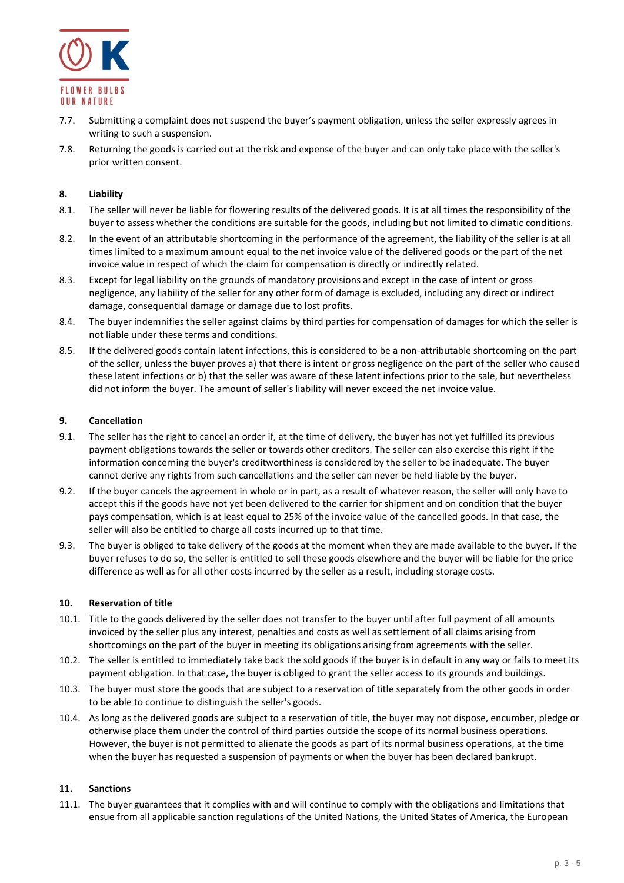7.7. Submitting a complaint does not suspend the buyer's payment obligation, unless the seller expressly agrees in writing to such a suspension.

7.8. Returning the goods is carried out at the risk and expense of the buyer and can only take place with the seller's prior written consent.

## 8. Liability

8.1. The seller will never be liable for flowering results of the delivered goods. It is at all times the responsibility of the buyer to assess whether the conditions are suitable for the goods, including but not limited to climatic conditions.

8.2. In the event of an attributable shortcoming in the performance of the agreement, the liability of the seller is at all times limited to a maximum amount equal to the net invoice value of the delivered goods or the part of the net invoice value in respect of which the claim for compensation is directly or indirectly related.

8.3. Except for legal liability on the grounds of mandatory provisions and except in the case of intent or gross negligence, any liability of the seller for any other form of damage is excluded, including any direct or indirect damage, consequential damage or damage due to lost profits.

8.4. The buyer indemnifies the seller against claims by third parties for compensation of damages for which the seller is not liable under these terms and conditions.

8.5. If the delivered goods contain latent infections, this is considered to be a non-attributable shortcoming on the part of the seller, unless the buyer proves a) that there is intent or gross negligence on the part of the seller who caused these latent infections or b) that the seller was aware of these latent infections prior to the sale, but nevertheless did not inform the buyer. The amount of seller's liability will never exceed the net invoice value.

## 9. Cancellation

9.1. The seller has the right to cancel an order if, at the time of delivery, the buyer has not yet fulfilled its previous payment obligations towards the seller or towards other creditors. The seller can also exercise this right if the information concerning the buyer's creditworthiness is considered by the seller to be inadequate. The buyer cannot derive any rights from such cancellations and the seller can never be held liable by the buyer.

9.2. If the buyer cancels the agreement in whole or in part, as a result of whatever reason, the seller will only have to accept this if the goods have not yet been delivered to the carrier for shipment and on condition that the buyer pays compensation, which is at least equal to 25% of the invoice value of the cancelled goods. In that case, the seller will also be entitled to charge all costs incurred up to that time.

9.3. The buyer is obliged to take delivery of the goods at the moment when they are made available to the buyer. If the buyer refuses to do so, the seller is entitled to sell these goods elsewhere and the buyer will be liable for the price difference as well as for all other costs incurred by the seller as a result, including storage costs.

## 10. Reservation of title

10.1. Title to the goods delivered by the seller does not transfer to the buyer until after full payment of all amounts invoiced by the seller plus any interest, penalties and costs as well as settlement of all claims arising from shortcomings on the part of the buyer in meeting its obligations arising from agreements with the seller.

10.2. The seller is entitled to immediately take back the sold goods if the buyer is in default in any way or fails to meet its payment obligation. In that case, the buyer is obliged to grant the seller access to its grounds and buildings.

10.3. The buyer must store the goods that are subject to a reservation of title separately from the other goods in order to be able to continue to distinguish the seller's goods.

10.4. As long as the delivered goods are subject to a reservation of title, the buyer may not dispose, encumber, pledge or otherwise place them under the control of third parties outside the scope of its normal business operations. However, the buyer is not permitted to alienate the goods as part of its normal business operations, at the time when the buyer has requested a suspension of payments or when the buyer has been declared bankrupt.

## 11. Sanctions

11.1. The buyer guarantees that it complies with and will continue to comply with the obligations and limitations that ensue from all applicable sanction regulations of the United Nations, the United States of America, the European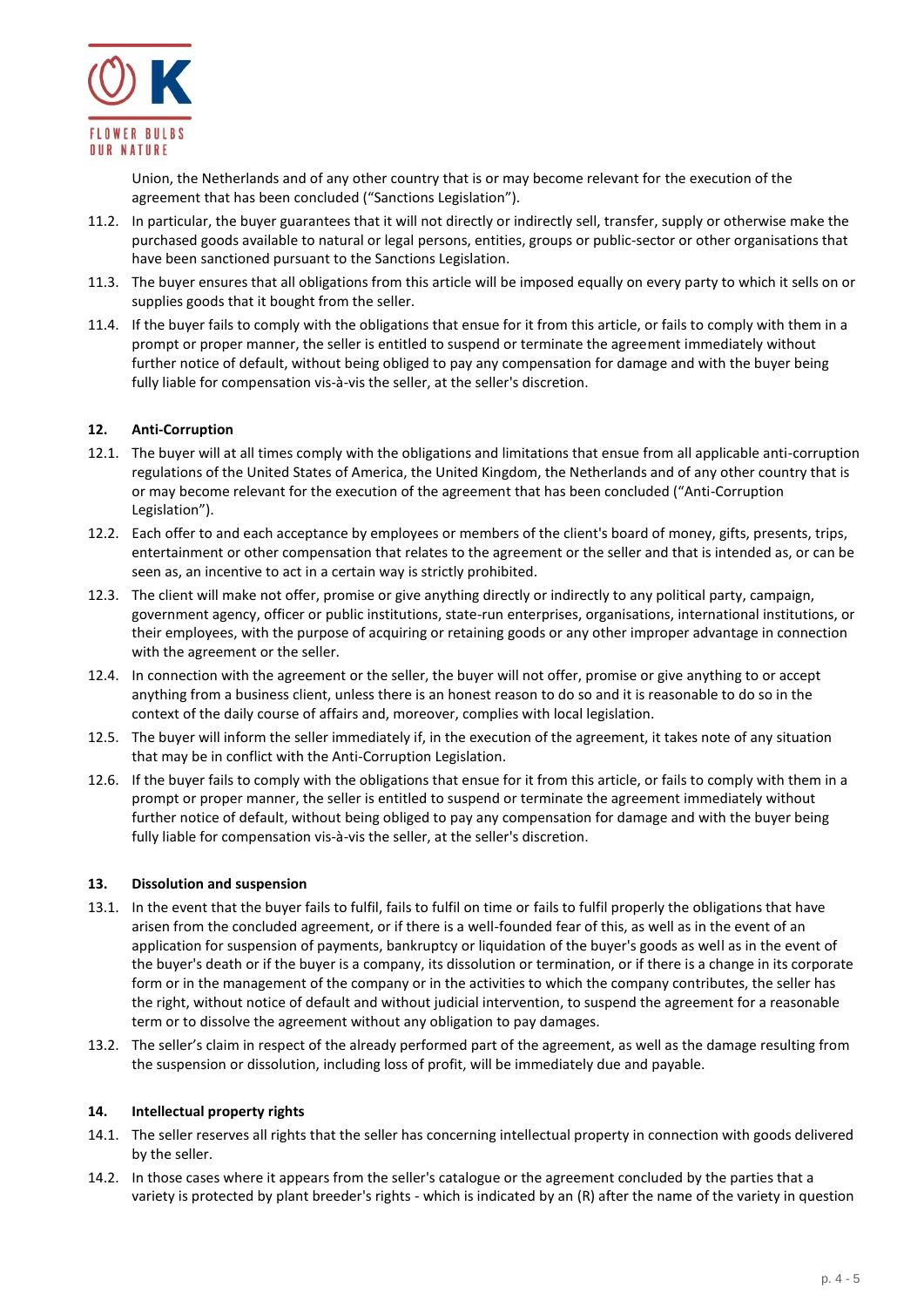Union, the Netherlands and of any other country that is or may become relevant for the execution of the agreement that has been concluded ("Sanctions Legislation").

11.2. In particular, the buyer guarantees that it will not directly or indirectly sell, transfer, supply or otherwise make the purchased goods available to natural or legal persons, entities, groups or public-sector or other organisations that have been sanctioned pursuant to the Sanctions Legislation.

11.3. The buyer ensures that all obligations from this article will be imposed equally on every party to which it sells on or supplies goods that it bought from the seller.

11.4. If the buyer fails to comply with the obligations that ensue for it from this article, or fails to comply with them in a prompt or proper manner, the seller is entitled to suspend or terminate the agreement immediately without further notice of default, without being obliged to pay any compensation for damage and with the buyer being fully liable for compensation vis-à-vis the seller, at the seller's discretion.

## 12. Anti-Corruption

12.1. The buyer will at all times comply with the obligations and limitations that ensue from all applicable anti-corruption regulations of the United States of America, the United Kingdom, the Netherlands and of any other country that is or may become relevant for the execution of the agreement that has been concluded ("Anti-Corruption Legislation").

12.2. Each offer to and each acceptance by employees or members of the client's board of money, gifts, presents, trips, entertainment or other compensation that relates to the agreement or the seller and that is intended as, or can be seen as, an incentive to act in a certain way is strictly prohibited.

12.3. The client will make not offer, promise or give anything directly or indirectly to any political party, campaign, government agency, officer or public institutions, state-run enterprises, organisations, international institutions, or their employees, with the purpose of acquiring or retaining goods or any other improper advantage in connection with the agreement or the seller.

12.4. In connection with the agreement or the seller, the buyer will not offer, promise or give anything to or accept anything from a business client, unless there is an honest reason to do so and it is reasonable to do so in the context of the daily course of affairs and, moreover, complies with local legislation.

12.5. The buyer will inform the seller immediately if, in the execution of the agreement, it takes note of any situation that may be in conflict with the Anti-Corruption Legislation.

12.6. If the buyer fails to comply with the obligations that ensue for it from this article, or fails to comply with them in a prompt or proper manner, the seller is entitled to suspend or terminate the agreement immediately without further notice of default, without being obliged to pay any compensation for damage and with the buyer being fully liable for compensation vis-à-vis the seller, at the seller's discretion.

## 13. Dissolution and suspension

13.1. In the event that the buyer fails to fulfil, fails to fulfil on time or fails to fulfil properly the obligations that have arisen from the concluded agreement, or if there is a well-founded fear of this, as well as in the event of an application for suspension of payments, bankruptcy or liquidation of the buyer's goods as well as in the event of the buyer's death or if the buyer is a company, its dissolution or termination, or if there is a change in its corporate form or in the management of the company or in the activities to which the company contributes, the seller has the right, without notice of default and without judicial intervention, to suspend the agreement for a reasonable term or to dissolve the agreement without any obligation to pay damages.

13.2. The seller's claim in respect of the already performed part of the agreement, as well as the damage resulting from the suspension or dissolution, including loss of profit, will be immediately due and payable.

## 14. Intellectual property rights

14.1. The seller reserves all rights that the seller has concerning intellectual property in connection with goods delivered by the seller.

14.2. In those cases where it appears from the seller's catalogue or the agreement concluded by the parties that a variety is protected by plant breeder's rights - which is indicated by an (R) after the name of the variety in question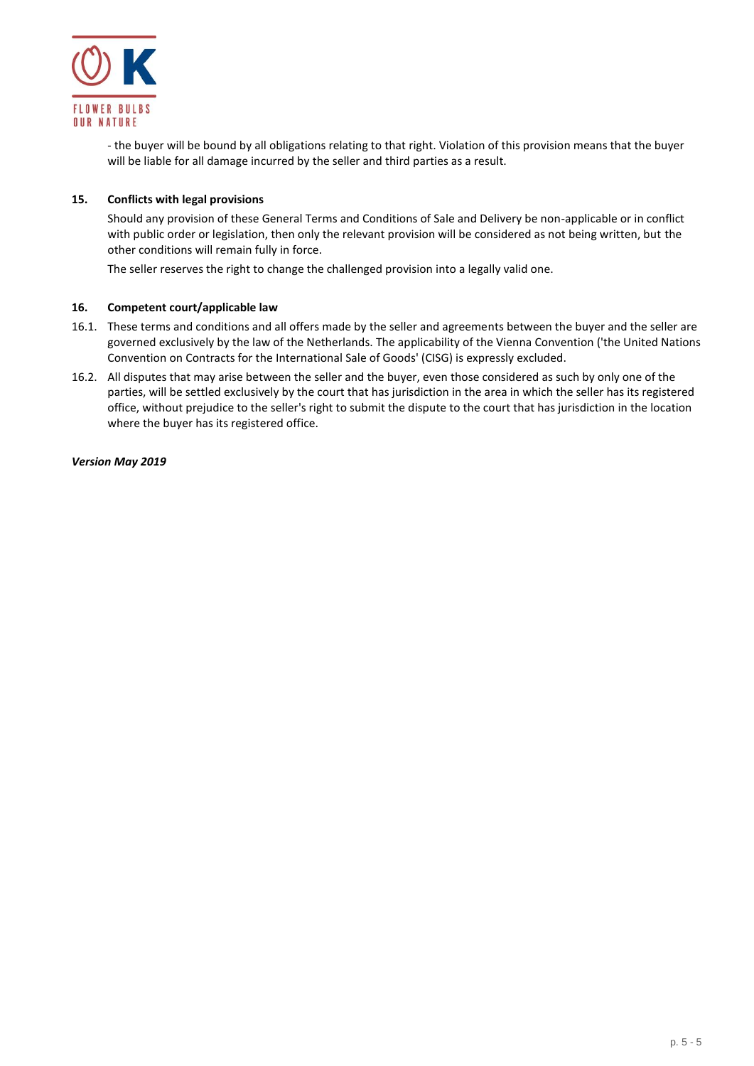- the buyer will be bound by all obligations relating to that right. Violation of this provision means that the buyer will be liable for all damage incurred by the seller and third parties as a result.

**15. Conflicts with legal provisions**

Should any provision of these General Terms and Conditions of Sale and Delivery be non-applicable or in conflict with public order or legislation, then only the relevant provision will be considered as not being written, but the other conditions will remain fully in force.

The seller reserves the right to change the challenged provision into a legally valid one.

**16. Competent court/applicable law**

16.1. These terms and conditions and all offers made by the seller and agreements between the buyer and the seller are governed exclusively by the law of the Netherlands. The applicability of the Vienna Convention ('the United Nations Convention on Contracts for the International Sale of Goods' (CISG) is expressly excluded.

16.2. All disputes that may arise between the seller and the buyer, even those considered as such by only one of the parties, will be settled exclusively by the court that has jurisdiction in the area in which the seller has its registered office, without prejudice to the seller's right to submit the dispute to the court that has jurisdiction in the location where the buyer has its registered office.

***Version May 2019***